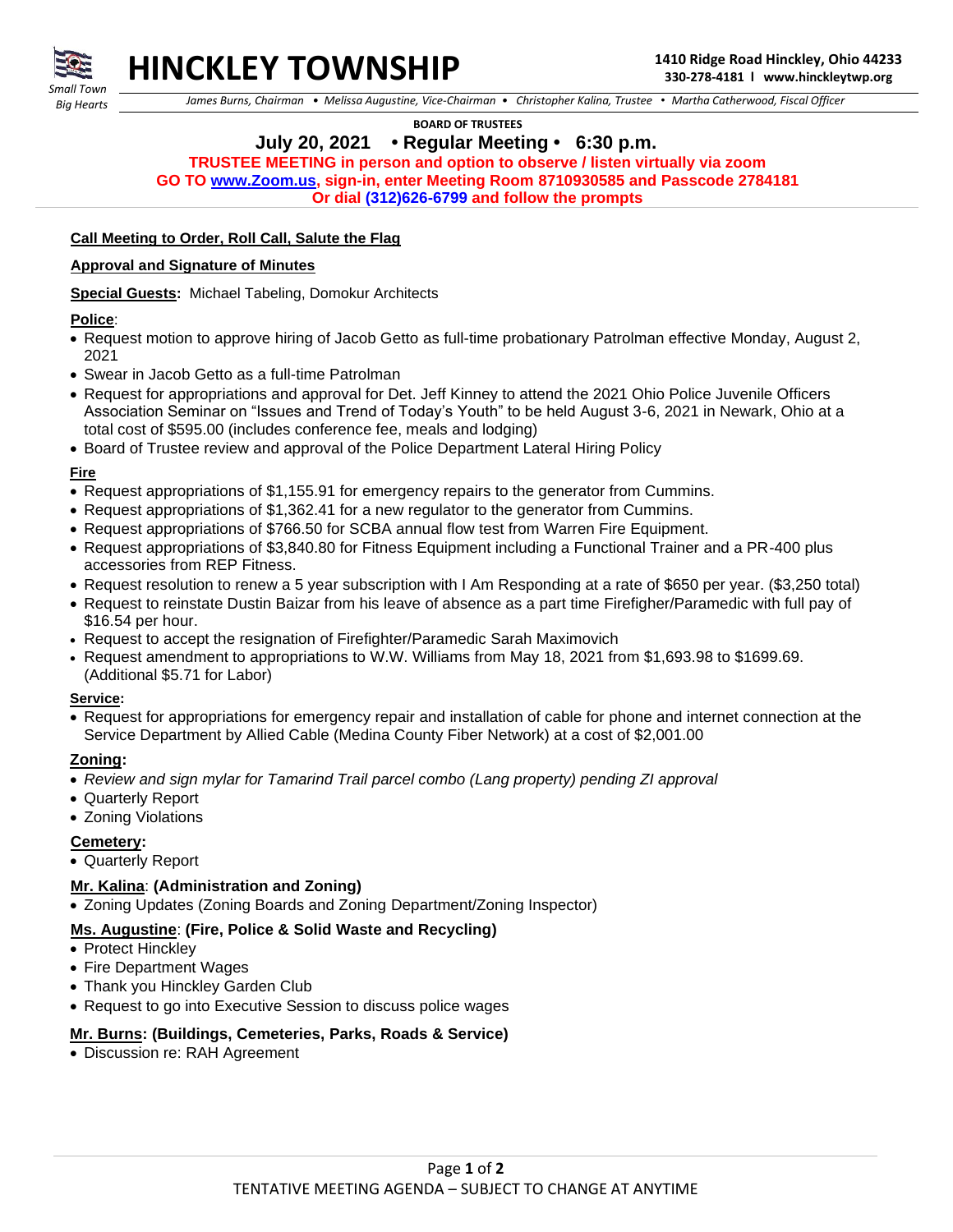# HINCKLEY TOWNSHIP

Small Town Big Hearts

**1410 Ridge Road Hinckley, Ohio 44233**
**330-278-4181 l www.hinckleytwp.org**

*James Burns, Chairman • Melissa Augustine, Vice-Chairman • Christopher Kalina, Trustee • Martha Catherwood, Fiscal Officer*

**BOARD OF TRUSTEES**

## July 20, 2021 • Regular Meeting • 6:30 p.m.

**TRUSTEE MEETING in person and option to observe / listen virtually via zoom**
**GO TO www.Zoom.us, sign-in, enter Meeting Room 8710930585 and Passcode 2784181**
**Or dial (312)626-6799 and follow the prompts**

**Call Meeting to Order, Roll Call, Salute the Flag**

**Approval and Signature of Minutes**

**Special Guests:** Michael Tabeling, Domokur Architects

**Police**:

- Request motion to approve hiring of Jacob Getto as full-time probationary Patrolman effective Monday, August 2, 2021
- Swear in Jacob Getto as a full-time Patrolman
- Request for appropriations and approval for Det. Jeff Kinney to attend the 2021 Ohio Police Juvenile Officers Association Seminar on "Issues and Trend of Today's Youth" to be held August 3-6, 2021 in Newark, Ohio at a total cost of $595.00 (includes conference fee, meals and lodging)
- Board of Trustee review and approval of the Police Department Lateral Hiring Policy

**Fire**

- Request appropriations of $1,155.91 for emergency repairs to the generator from Cummins.
- Request appropriations of $1,362.41 for a new regulator to the generator from Cummins.
- Request appropriations of $766.50 for SCBA annual flow test from Warren Fire Equipment.
- Request appropriations of $3,840.80 for Fitness Equipment including a Functional Trainer and a PR-400 plus accessories from REP Fitness.
- Request resolution to renew a 5 year subscription with I Am Responding at a rate of $650 per year. ($3,250 total)
- Request to reinstate Dustin Baizar from his leave of absence as a part time Firefigher/Paramedic with full pay of $16.54 per hour.
- Request to accept the resignation of Firefighter/Paramedic Sarah Maximovich
- Request amendment to appropriations to W.W. Williams from May 18, 2021 from $1,693.98 to $1699.69. (Additional $5.71 for Labor)

**Service:**

- Request for appropriations for emergency repair and installation of cable for phone and internet connection at the Service Department by Allied Cable (Medina County Fiber Network) at a cost of $2,001.00

**Zoning:**

- *Review and sign mylar for Tamarind Trail parcel combo (Lang property) pending ZI approval*
- Quarterly Report
- Zoning Violations

**Cemetery:**

- Quarterly Report

**Mr. Kalina**: **(Administration and Zoning)**

- Zoning Updates (Zoning Boards and Zoning Department/Zoning Inspector)

**Ms. Augustine**: **(Fire, Police & Solid Waste and Recycling)**

- Protect Hinckley
- Fire Department Wages
- Thank you Hinckley Garden Club
- Request to go into Executive Session to discuss police wages

**Mr. Burns: (Buildings, Cemeteries, Parks, Roads & Service)**

- Discussion re: RAH Agreement

TENTATIVE MEETING AGENDA – SUBJECT TO CHANGE AT ANYTIME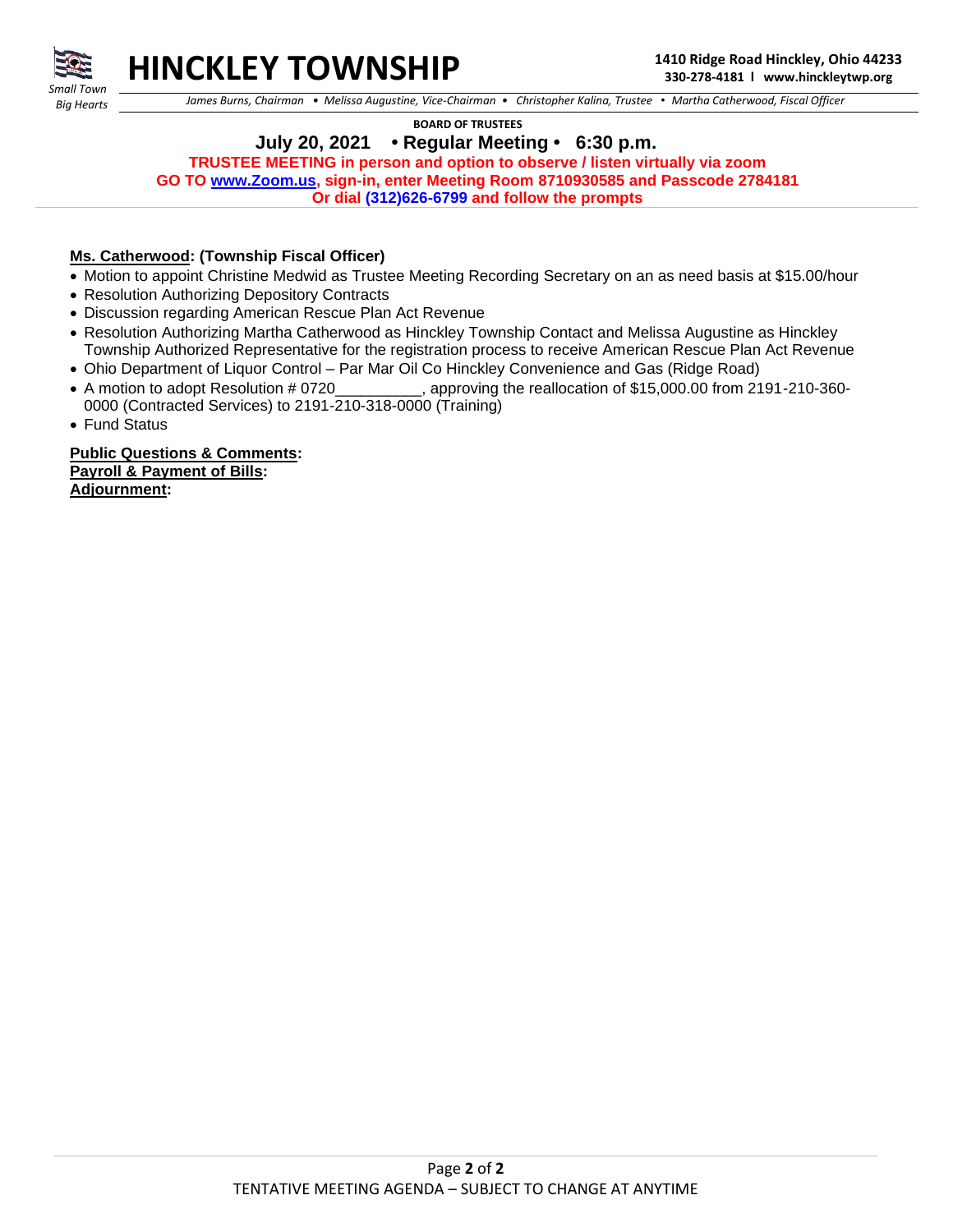# HINCKLEY TOWNSHIP

**1410 Ridge Road Hinckley, Ohio 44233**
**330-278-4181 l www.hinckleytwp.org**

*Small Town Big Hearts*

*James Burns, Chairman • Melissa Augustine, Vice-Chairman • Christopher Kalina, Trustee • Martha Catherwood, Fiscal Officer*

**BOARD OF TRUSTEES**

**July 20, 2021 • Regular Meeting • 6:30 p.m.**

**TRUSTEE MEETING in person and option to observe / listen virtually via zoom**
**GO TO www.Zoom.us, sign-in, enter Meeting Room 8710930585 and Passcode 2784181**
**Or dial (312)626-6799 and follow the prompts**

**Ms. Catherwood: (Township Fiscal Officer)**

- Motion to appoint Christine Medwid as Trustee Meeting Recording Secretary on an as need basis at $15.00/hour
- Resolution Authorizing Depository Contracts
- Discussion regarding American Rescue Plan Act Revenue
- Resolution Authorizing Martha Catherwood as Hinckley Township Contact and Melissa Augustine as Hinckley Township Authorized Representative for the registration process to receive American Rescue Plan Act Revenue
- Ohio Department of Liquor Control – Par Mar Oil Co Hinckley Convenience and Gas (Ridge Road)
- A motion to adopt Resolution # 0720__________, approving the reallocation of $15,000.00 from 2191-210-360-0000 (Contracted Services) to 2191-210-318-0000 (Training)
- Fund Status

**Public Questions & Comments:**
**Payroll & Payment of Bills:**
**Adjournment:**

TENTATIVE MEETING AGENDA – SUBJECT TO CHANGE AT ANYTIME